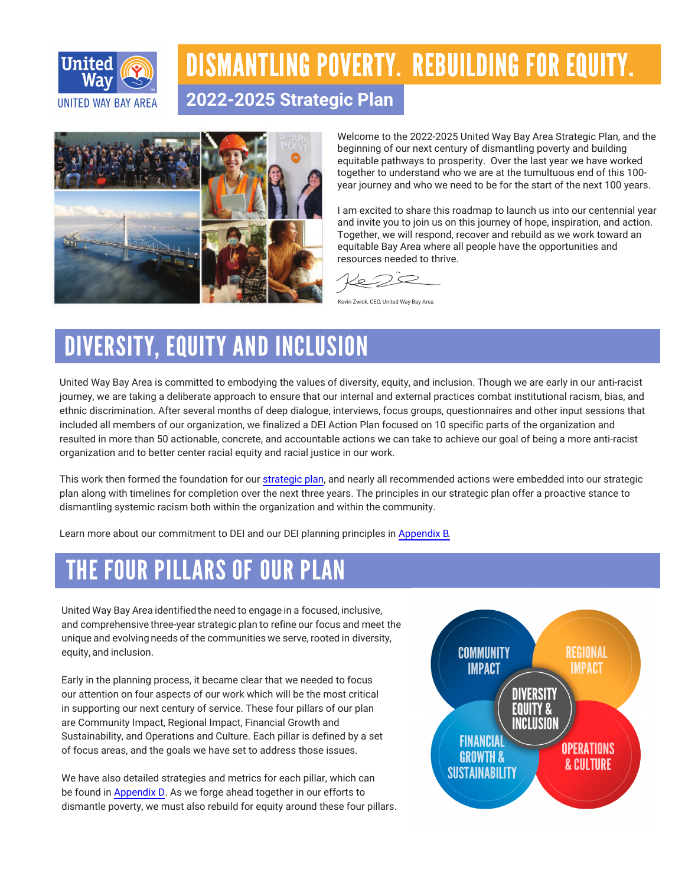# DISMANTLING POVERTY. REBUILDING FOR EQUITY.

## 2022-2025 Strategic Plan

Welcome to the 2022-2025 United Way Bay Area Strategic Plan, and the beginning of our next century of dismantling poverty and building equitable pathways to prosperity. Over the last year we have worked together to understand who we are at the tumultuous end of this 100-year journey and who we need to be for the start of the next 100 years.

I am excited to share this roadmap to launch us into our centennial year and invite you to join us on this journey of hope, inspiration, and action. Together, we will respond, recover and rebuild as we work toward an equitable Bay Area where all people have the opportunities and resources needed to thrive.

Kevin Zwick, CEO, United Way Bay Area

## DIVERSITY, EQUITY AND INCLUSION

United Way Bay Area is committed to embodying the values of diversity, equity, and inclusion. Though we are early in our anti-racist journey, we are taking a deliberate approach to ensure that our internal and external practices combat institutional racism, bias, and ethnic discrimination. After several months of deep dialogue, interviews, focus groups, questionnaires and other input sessions that included all members of our organization, we finalized a DEI Action Plan focused on 10 specific parts of the organization and resulted in more than 50 actionable, concrete, and accountable actions we can take to achieve our goal of being a more anti-racist organization and to better center racial equity and racial justice in our work.

This work then formed the foundation for our strategic plan, and nearly all recommended actions were embedded into our strategic plan along with timelines for completion over the next three years. The principles in our strategic plan offer a proactive stance to dismantling systemic racism both within the organization and within the community.

Learn more about our commitment to DEI and our DEI planning principles in Appendix B.

## THE FOUR PILLARS OF OUR PLAN

United Way Bay Area identified the need to engage in a focused, inclusive, and comprehensive three-year strategic plan to refine our focus and meet the unique and evolving needs of the communities we serve, rooted in diversity, equity, and inclusion.

Early in the planning process, it became clear that we needed to focus our attention on four aspects of our work which will be the most critical in supporting our next century of service. These four pillars of our plan are Community Impact, Regional Impact, Financial Growth and Sustainability, and Operations and Culture. Each pillar is defined by a set of focus areas, and the goals we have set to address those issues.

We have also detailed strategies and metrics for each pillar, which can be found in Appendix D. As we forge ahead together in our efforts to dismantle poverty, we must also rebuild for equity around these four pillars.

COMMUNITY IMPACT | REGIONAL IMPACT | DIVERSITY EQUITY & INCLUSION | FINANCIAL GROWTH & SUSTAINABILITY | OPERATIONS & CULTURE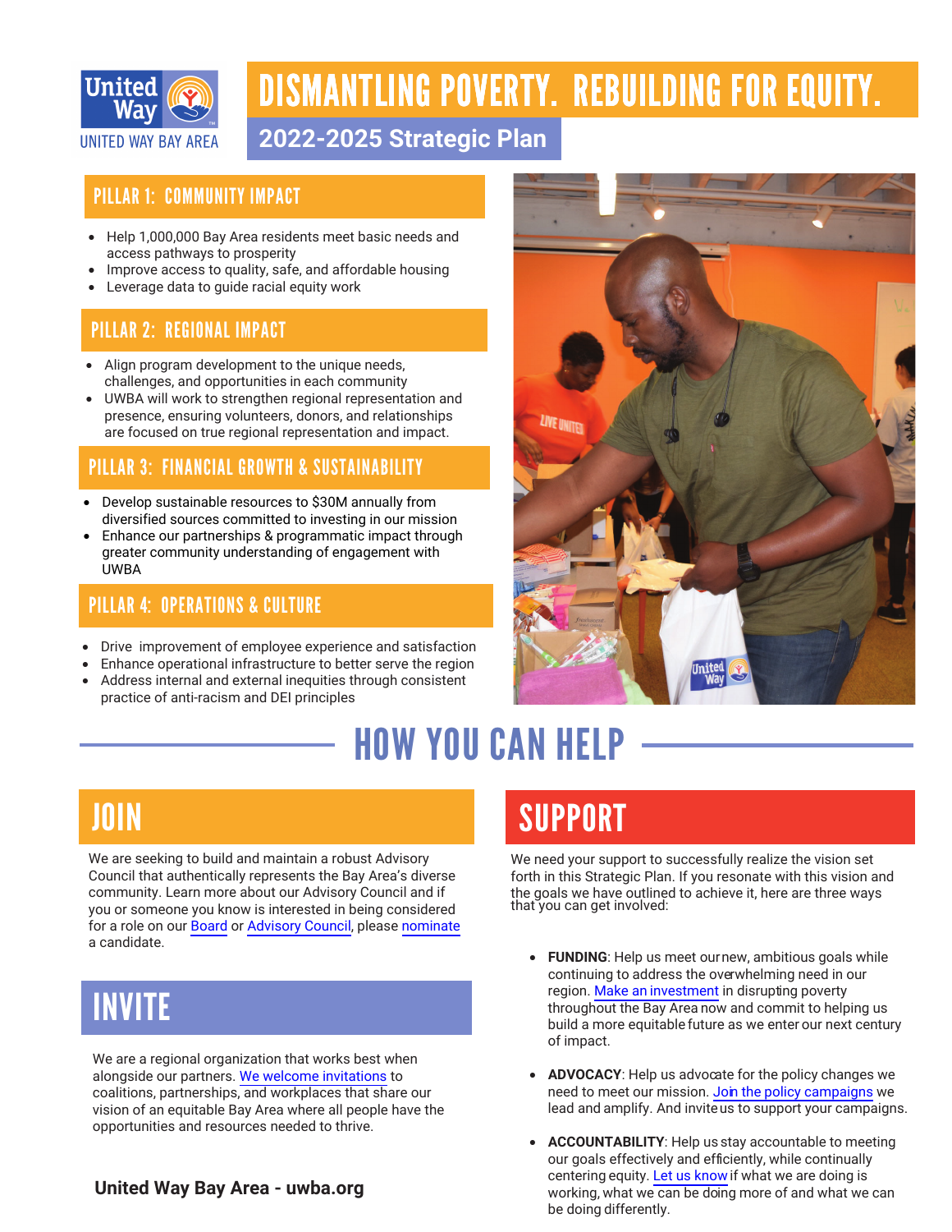United Way
UNITED WAY BAY AREA

# DISMANTLING POVERTY. REBUILDING FOR EQUITY.

## 2022-2025 Strategic Plan

### PILLAR 1: COMMUNITY IMPACT

- Help 1,000,000 Bay Area residents meet basic needs and access pathways to prosperity
- Improve access to quality, safe, and affordable housing
- Leverage data to guide racial equity work

### PILLAR 2: REGIONAL IMPACT

- Align program development to the unique needs, challenges, and opportunities in each community
- UWBA will work to strengthen regional representation and presence, ensuring volunteers, donors, and relationships are focused on true regional representation and impact.

### PILLAR 3: FINANCIAL GROWTH & SUSTAINABILITY

- Develop sustainable resources to $30M annually from diversified sources committed to investing in our mission
- Enhance our partnerships & programmatic impact through greater community understanding of engagement with UWBA

### PILLAR 4: OPERATIONS & CULTURE

- Drive improvement of employee experience and satisfaction
- Enhance operational infrastructure to better serve the region
- Address internal and external inequities through consistent practice of anti-racism and DEI principles

## HOW YOU CAN HELP

### JOIN

We are seeking to build and maintain a robust Advisory Council that authentically represents the Bay Area's diverse community. Learn more about our Advisory Council and if you or someone you know is interested in being considered for a role on our Board or Advisory Council, please nominate a candidate.

### INVITE

We are a regional organization that works best when alongside our partners. We welcome invitations to coalitions, partnerships, and workplaces that share our vision of an equitable Bay Area where all people have the opportunities and resources needed to thrive.

### SUPPORT

We need your support to successfully realize the vision set forth in this Strategic Plan. If you resonate with this vision and the goals we have outlined to achieve it, here are three ways that you can get involved:

- **FUNDING**: Help us meet our new, ambitious goals while continuing to address the overwhelming need in our region. Make an investment in disrupting poverty throughout the Bay Area now and commit to helping us build a more equitable future as we enter our next century of impact.
- **ADVOCACY**: Help us advocate for the policy changes we need to meet our mission. Join the policy campaigns we lead and amplify. And invite us to support your campaigns.
- **ACCOUNTABILITY**: Help us stay accountable to meeting our goals effectively and efficiently, while continually centering equity. Let us know if what we are doing is working, what we can be doing more of and what we can be doing differently.

**United Way Bay Area - uwba.org**